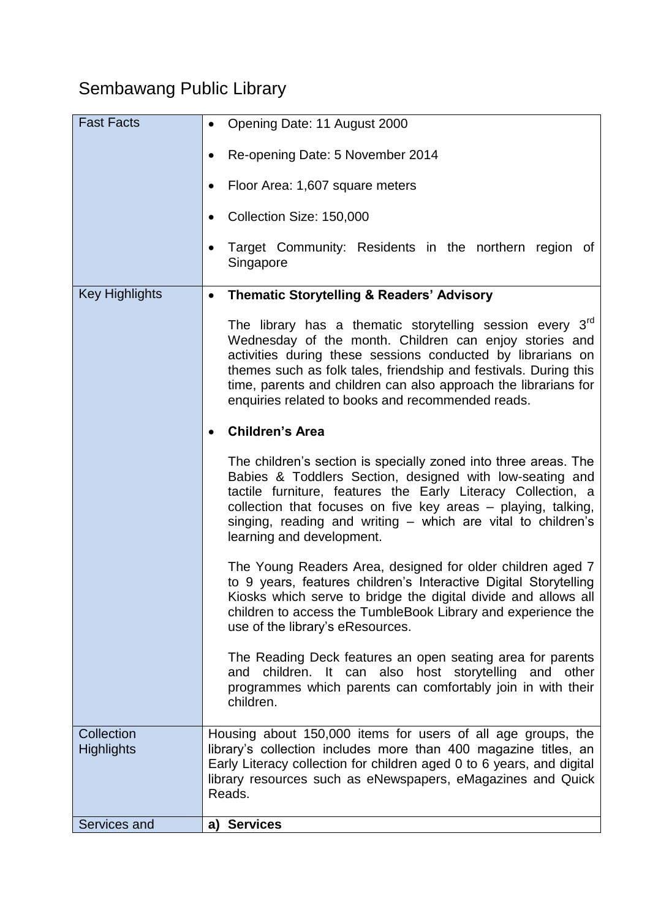# Sembawang Public Library

| | |
|---|---|
| Fast Facts | • Opening Date: 11 August 2000<br>• Re-opening Date: 5 November 2014<br>• Floor Area: 1,607 square meters<br>• Collection Size: 150,000<br>• Target Community: Residents in the northern region of Singapore |
| Key Highlights | • **Thematic Storytelling & Readers' Advisory**<br><br>The library has a thematic storytelling session every 3rd Wednesday of the month. Children can enjoy stories and activities during these sessions conducted by librarians on themes such as folk tales, friendship and festivals. During this time, parents and children can also approach the librarians for enquiries related to books and recommended reads.<br><br>• **Children's Area**<br><br>The children's section is specially zoned into three areas. The Babies & Toddlers Section, designed with low-seating and tactile furniture, features the Early Literacy Collection, a collection that focuses on five key areas – playing, talking, singing, reading and writing – which are vital to children's learning and development.<br><br>The Young Readers Area, designed for older children aged 7 to 9 years, features children's Interactive Digital Storytelling Kiosks which serve to bridge the digital divide and allows all children to access the TumbleBook Library and experience the use of the library's eResources.<br><br>The Reading Deck features an open seating area for parents and children. It can also host storytelling and other programmes which parents can comfortably join in with their children. |
| Collection Highlights | Housing about 150,000 items for users of all age groups, the library's collection includes more than 400 magazine titles, an Early Literacy collection for children aged 0 to 6 years, and digital library resources such as eNewspapers, eMagazines and Quick Reads. |
| Services and | **a) Services** |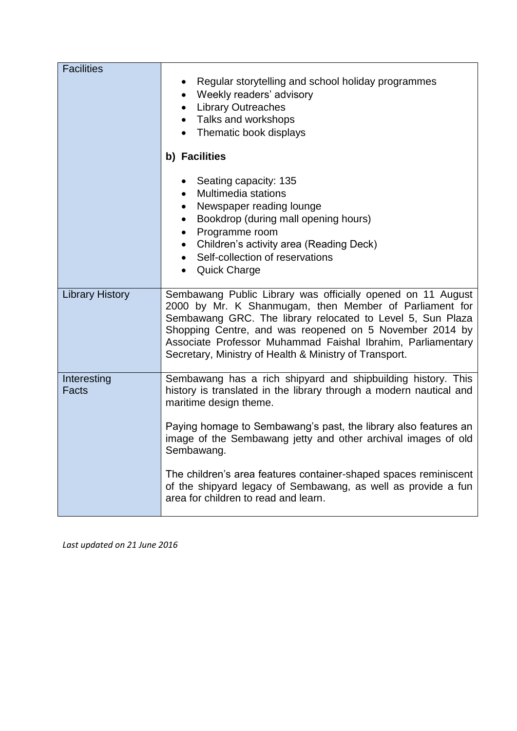| | |
|---|---|
| Facilities | • Regular storytelling and school holiday programmes<br>• Weekly readers' advisory<br>• Library Outreaches<br>• Talks and workshops<br>• Thematic book displays<br><br>**b) Facilities**<br><br>• Seating capacity: 135<br>• Multimedia stations<br>• Newspaper reading lounge<br>• Bookdrop (during mall opening hours)<br>• Programme room<br>• Children's activity area (Reading Deck)<br>• Self-collection of reservations<br>• Quick Charge |
| Library History | Sembawang Public Library was officially opened on 11 August 2000 by Mr. K Shanmugam, then Member of Parliament for Sembawang GRC. The library relocated to Level 5, Sun Plaza Shopping Centre, and was reopened on 5 November 2014 by Associate Professor Muhammad Faishal Ibrahim, Parliamentary Secretary, Ministry of Health & Ministry of Transport. |
| Interesting Facts | Sembawang has a rich shipyard and shipbuilding history. This history is translated in the library through a modern nautical and maritime design theme.<br><br>Paying homage to Sembawang's past, the library also features an image of the Sembawang jetty and other archival images of old Sembawang.<br><br>The children's area features container-shaped spaces reminiscent of the shipyard legacy of Sembawang, as well as provide a fun area for children to read and learn. |

*Last updated on 21 June 2016*